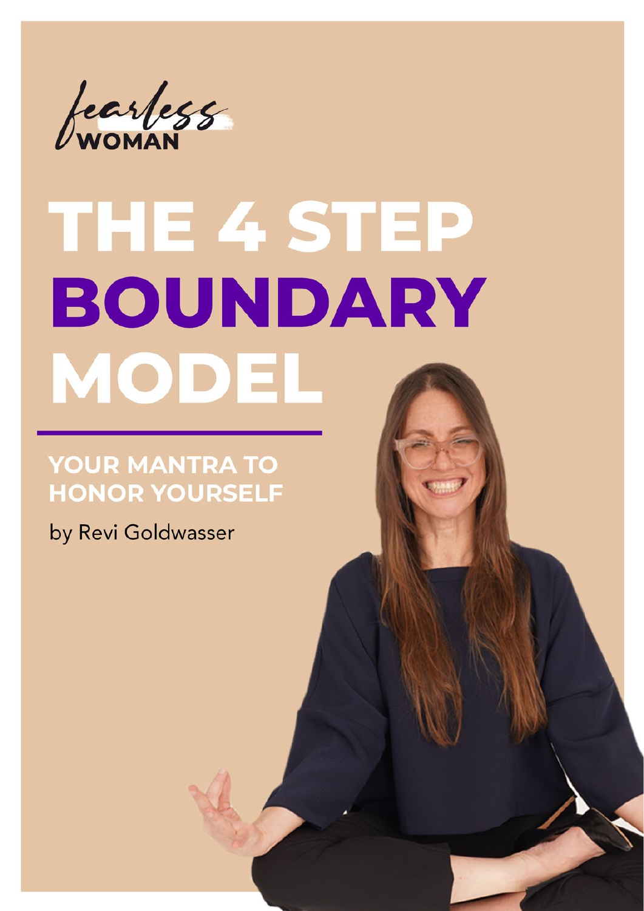fearless WOMAN

# THE 4 STEP BOUNDARY MODEL

## YOUR MANTRA TO HONOR YOURSELF

by Revi Goldwasser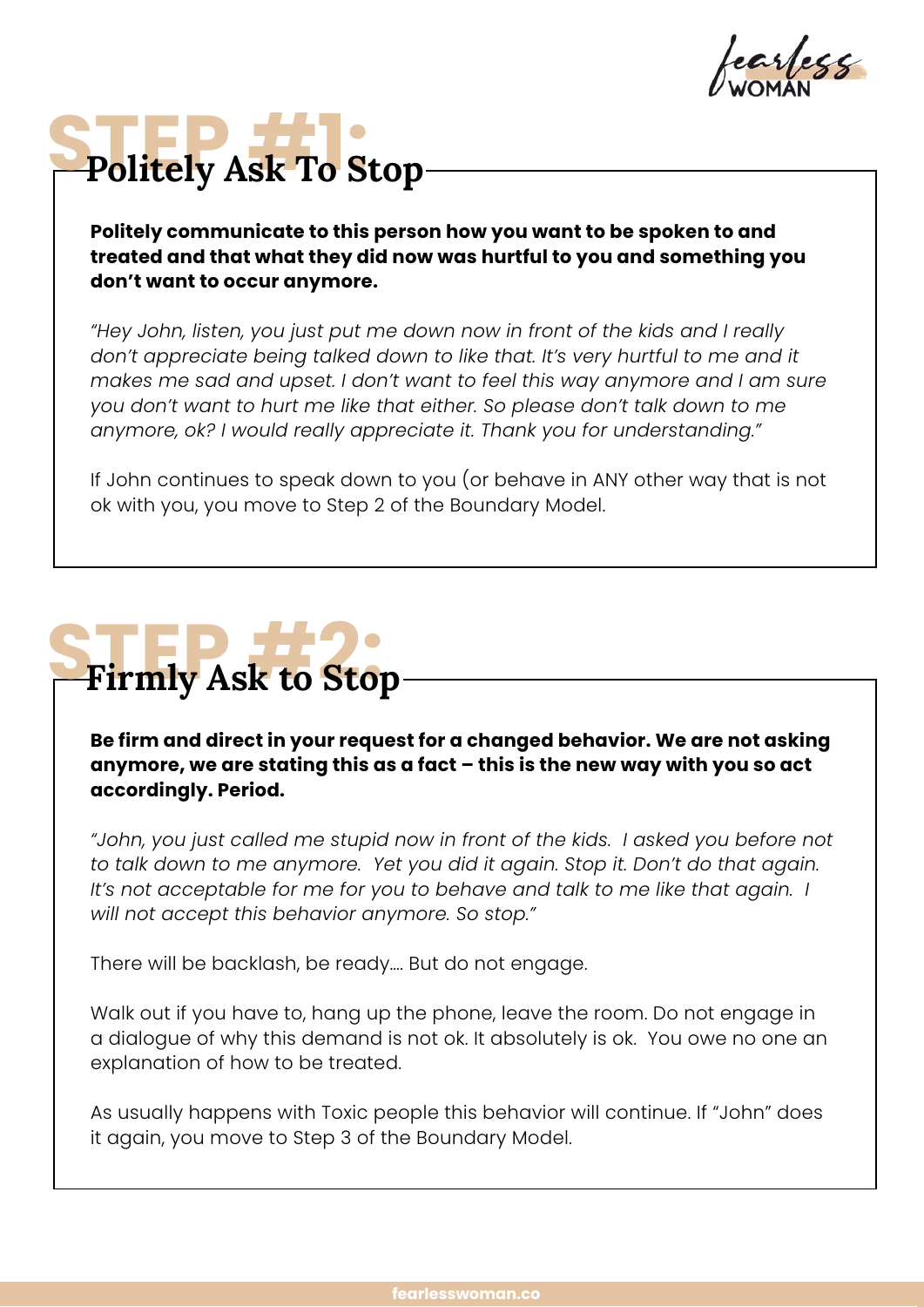# STEP #1: Politely Ask To Stop

**Politely communicate to this person how you want to be spoken to and treated and that what they did now was hurtful to you and something you don't want to occur anymore.**

*"Hey John, listen, you just put me down now in front of the kids and I really don't appreciate being talked down to like that. It's very hurtful to me and it makes me sad and upset. I don't want to feel this way anymore and I am sure you don't want to hurt me like that either. So please don't talk down to me anymore, ok? I would really appreciate it. Thank you for understanding."*

If John continues to speak down to you (or behave in ANY other way that is not ok with you, you move to Step 2 of the Boundary Model.

# STEP #2: Firmly Ask to Stop

**Be firm and direct in your request for a changed behavior. We are not asking anymore, we are stating this as a fact – this is the new way with you so act accordingly. Period.**

*"John, you just called me stupid now in front of the kids. I asked you before not to talk down to me anymore. Yet you did it again. Stop it. Don't do that again. It's not acceptable for me for you to behave and talk to me like that again. I will not accept this behavior anymore. So stop."*

There will be backlash, be ready.... But do not engage.

Walk out if you have to, hang up the phone, leave the room. Do not engage in a dialogue of why this demand is not ok. It absolutely is ok. You owe no one an explanation of how to be treated.

As usually happens with Toxic people this behavior will continue. If "John" does it again, you move to Step 3 of the Boundary Model.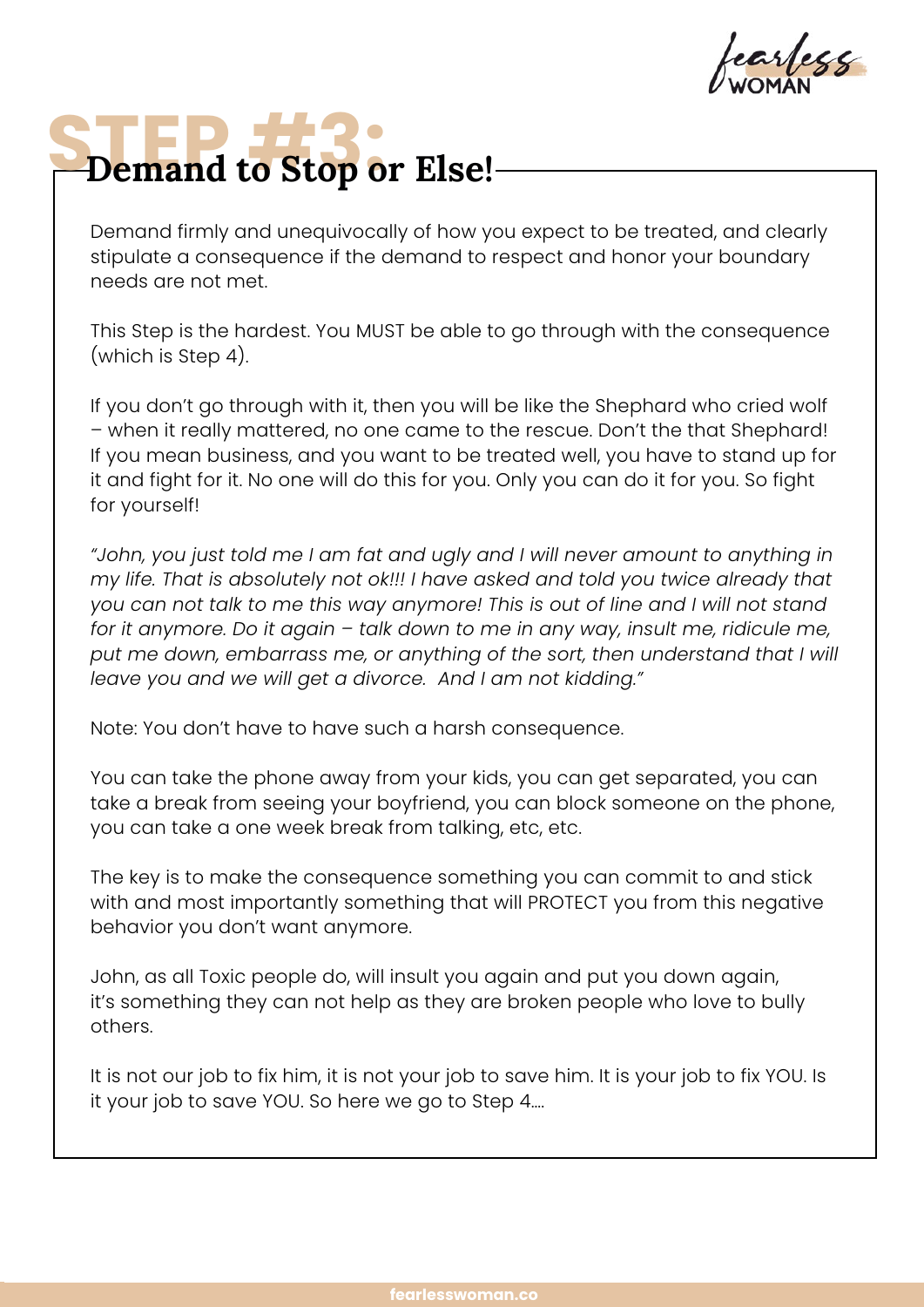# STEP #3: Demand to Stop or Else!

Demand firmly and unequivocally of how you expect to be treated, and clearly stipulate a consequence if the demand to respect and honor your boundary needs are not met.

This Step is the hardest. You MUST be able to go through with the consequence (which is Step 4).

If you don't go through with it, then you will be like the Shephard who cried wolf – when it really mattered, no one came to the rescue. Don't the that Shephard! If you mean business, and you want to be treated well, you have to stand up for it and fight for it. No one will do this for you. Only you can do it for you. So fight for yourself!

*"John, you just told me I am fat and ugly and I will never amount to anything in my life. That is absolutely not ok!!! I have asked and told you twice already that you can not talk to me this way anymore! This is out of line and I will not stand for it anymore. Do it again – talk down to me in any way, insult me, ridicule me, put me down, embarrass me, or anything of the sort, then understand that I will leave you and we will get a divorce.  And I am not kidding."*

Note: You don't have to have such a harsh consequence.

You can take the phone away from your kids, you can get separated, you can take a break from seeing your boyfriend, you can block someone on the phone, you can take a one week break from talking, etc, etc.

The key is to make the consequence something you can commit to and stick with and most importantly something that will PROTECT you from this negative behavior you don't want anymore.

John, as all Toxic people do, will insult you again and put you down again, it's something they can not help as they are broken people who love to bully others.

It is not our job to fix him, it is not your job to save him. It is your job to fix YOU. Is it your job to save YOU. So here we go to Step 4....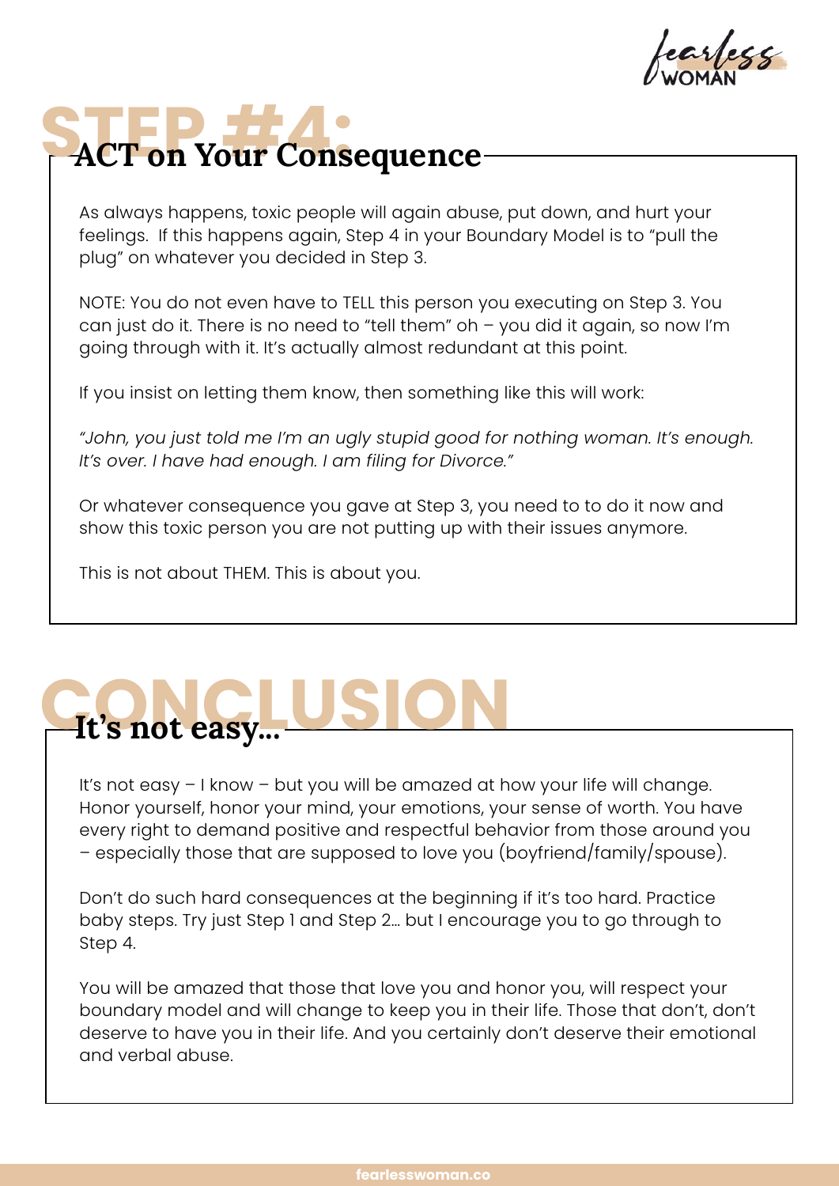# STEP #4:

## ACT on Your Consequence

As always happens, toxic people will again abuse, put down, and hurt your feelings. If this happens again, Step 4 in your Boundary Model is to "pull the plug" on whatever you decided in Step 3.

NOTE: You do not even have to TELL this person you executing on Step 3. You can just do it. There is no need to "tell them" oh – you did it again, so now I'm going through with it. It's actually almost redundant at this point.

If you insist on letting them know, then something like this will work:

*"John, you just told me I'm an ugly stupid good for nothing woman. It's enough. It's over. I have had enough. I am filing for Divorce."*

Or whatever consequence you gave at Step 3, you need to to do it now and show this toxic person you are not putting up with their issues anymore.

This is not about THEM. This is about you.

# CONCLUSION

## It's not easy...

It's not easy – I know – but you will be amazed at how your life will change. Honor yourself, honor your mind, your emotions, your sense of worth. You have every right to demand positive and respectful behavior from those around you – especially those that are supposed to love you (boyfriend/family/spouse).

Don't do such hard consequences at the beginning if it's too hard. Practice baby steps. Try just Step 1 and Step 2... but I encourage you to go through to Step 4.

You will be amazed that those that love you and honor you, will respect your boundary model and will change to keep you in their life. Those that don't, don't deserve to have you in their life. And you certainly don't deserve their emotional and verbal abuse.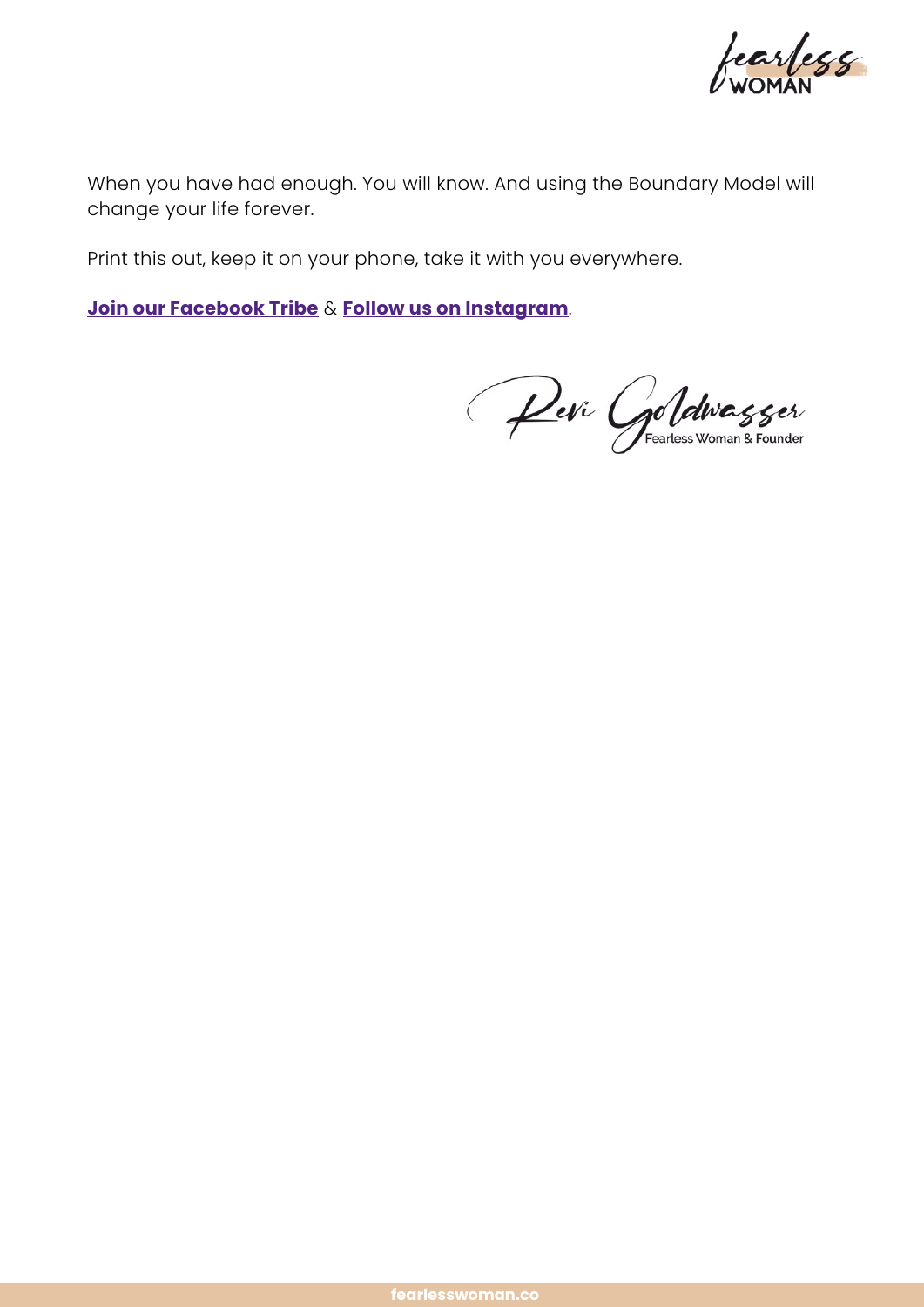When you have had enough. You will know. And using the Boundary Model will change your life forever.

Print this out, keep it on your phone, take it with you everywhere.

**Join our Facebook Tribe** & **Follow us on Instagram**.

Revi Goldwasser
Fearless Woman & Founder